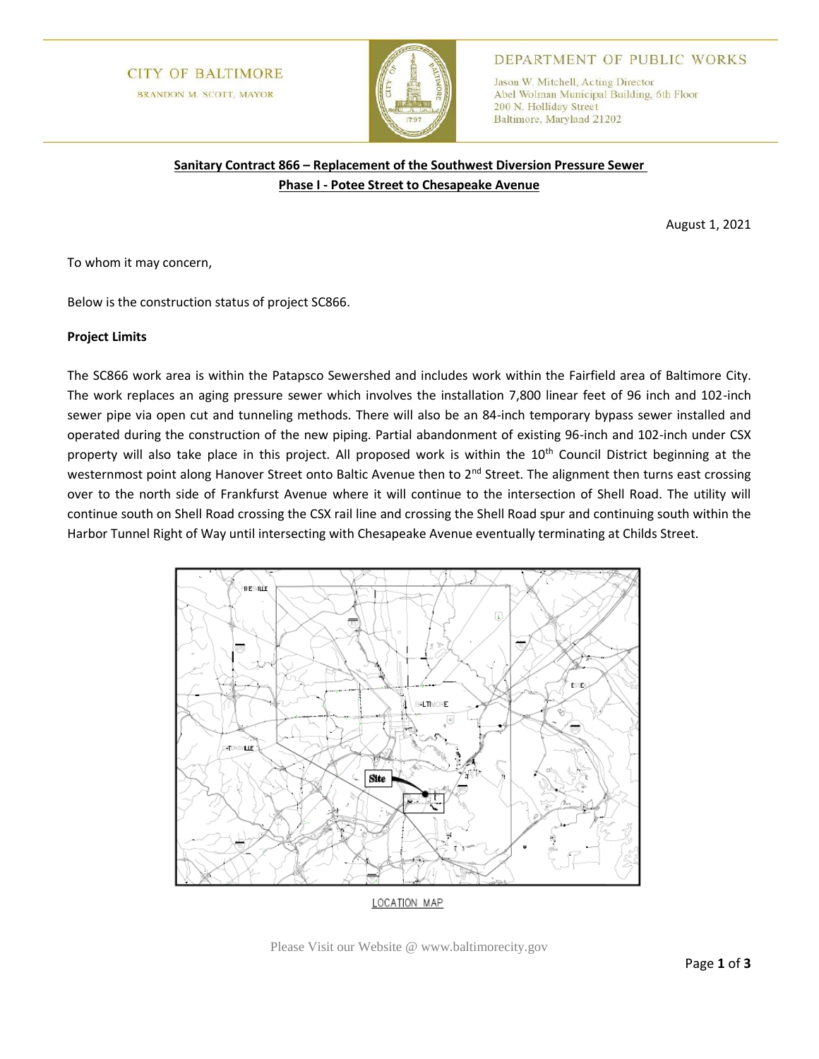CITY OF BALTIMORE
BRANDON M. SCOTT, MAYOR

DEPARTMENT OF PUBLIC WORKS
Jason W. Mitchell, Acting Director
Abel Wolman Municipal Building, 6th Floor
200 N. Holliday Street
Baltimore, Maryland 21202

**Sanitary Contract 866 – Replacement of the Southwest Diversion Pressure Sewer**
**Phase I - Potee Street to Chesapeake Avenue**

August 1, 2021

To whom it may concern,

Below is the construction status of project SC866.

**Project Limits**

The SC866 work area is within the Patapsco Sewershed and includes work within the Fairfield area of Baltimore City. The work replaces an aging pressure sewer which involves the installation 7,800 linear feet of 96 inch and 102-inch sewer pipe via open cut and tunneling methods. There will also be an 84-inch temporary bypass sewer installed and operated during the construction of the new piping. Partial abandonment of existing 96-inch and 102-inch under CSX property will also take place in this project. All proposed work is within the 10th Council District beginning at the westernmost point along Hanover Street onto Baltic Avenue then to 2nd Street. The alignment then turns east crossing over to the north side of Frankfurst Avenue where it will continue to the intersection of Shell Road. The utility will continue south on Shell Road crossing the CSX rail line and crossing the Shell Road spur and continuing south within the Harbor Tunnel Right of Way until intersecting with Chesapeake Avenue eventually terminating at Childs Street.

LOCATION MAP

Please Visit our Website @ www.baltimorecity.gov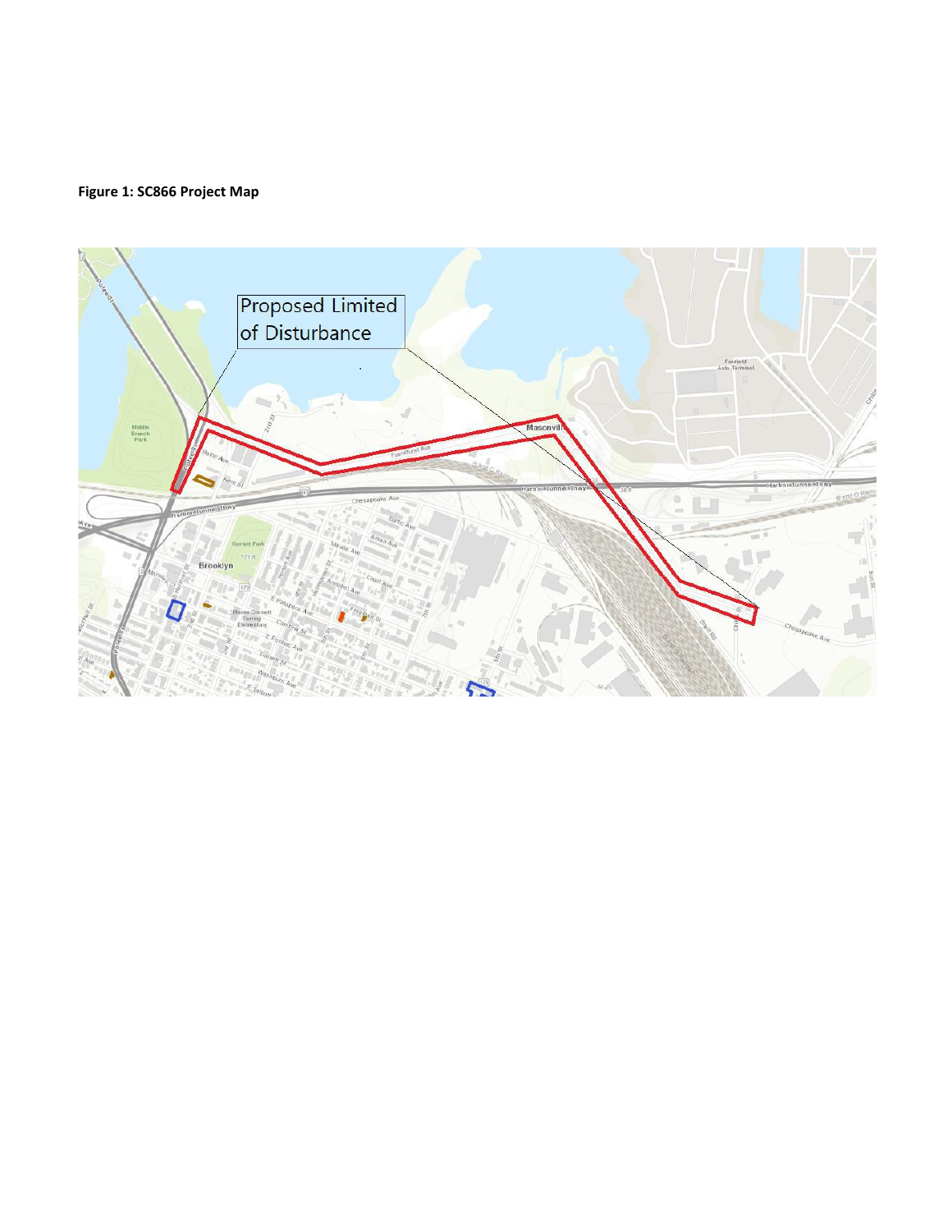**Figure 1: SC866 Project Map**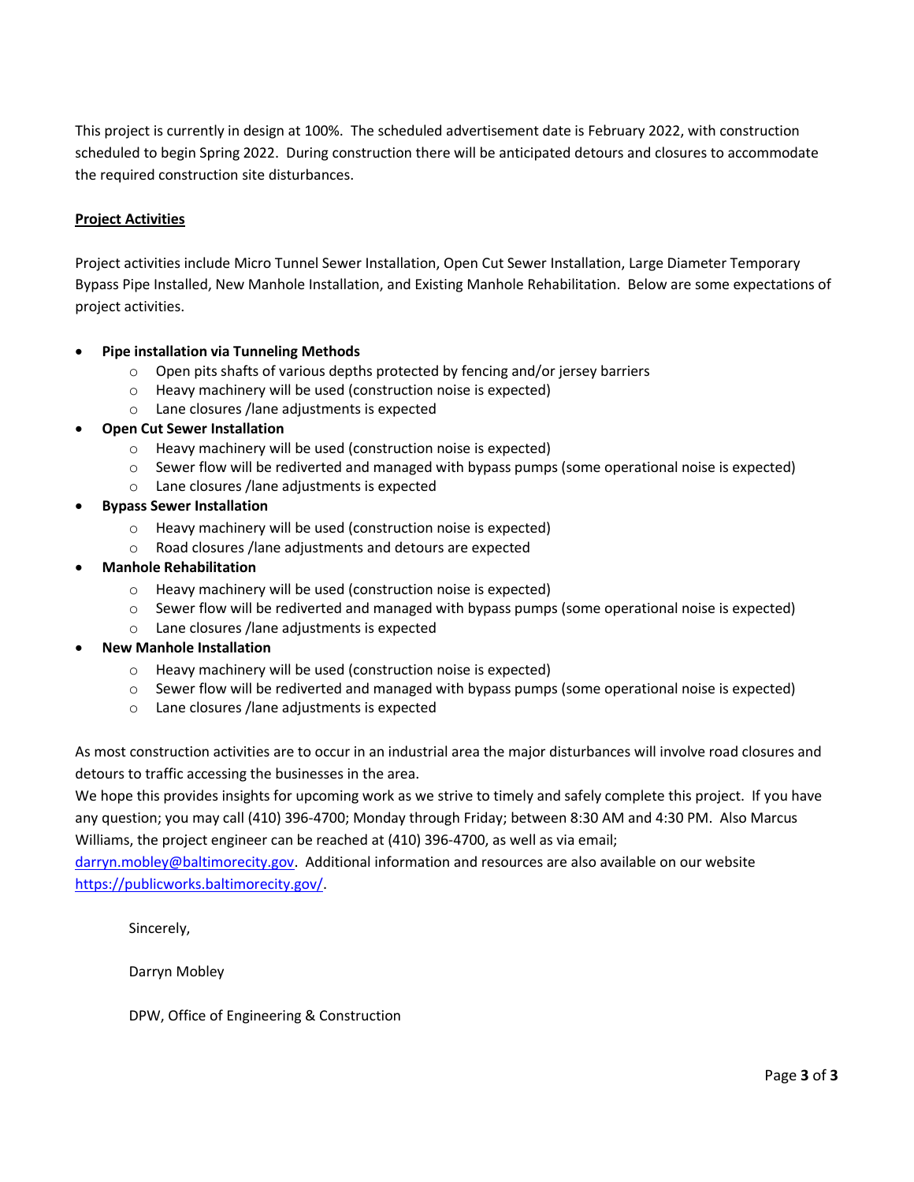This project is currently in design at 100%. The scheduled advertisement date is February 2022, with construction scheduled to begin Spring 2022. During construction there will be anticipated detours and closures to accommodate the required construction site disturbances.

**<u>Project Activities</u>**

Project activities include Micro Tunnel Sewer Installation, Open Cut Sewer Installation, Large Diameter Temporary Bypass Pipe Installed, New Manhole Installation, and Existing Manhole Rehabilitation. Below are some expectations of project activities.

- **Pipe installation via Tunneling Methods**
  - Open pits shafts of various depths protected by fencing and/or jersey barriers
  - Heavy machinery will be used (construction noise is expected)
  - Lane closures /lane adjustments is expected
- **Open Cut Sewer Installation**
  - Heavy machinery will be used (construction noise is expected)
  - Sewer flow will be rediverted and managed with bypass pumps (some operational noise is expected)
  - Lane closures /lane adjustments is expected
- **Bypass Sewer Installation**
  - Heavy machinery will be used (construction noise is expected)
  - Road closures /lane adjustments and detours are expected
- **Manhole Rehabilitation**
  - Heavy machinery will be used (construction noise is expected)
  - Sewer flow will be rediverted and managed with bypass pumps (some operational noise is expected)
  - Lane closures /lane adjustments is expected
- **New Manhole Installation**
  - Heavy machinery will be used (construction noise is expected)
  - Sewer flow will be rediverted and managed with bypass pumps (some operational noise is expected)
  - Lane closures /lane adjustments is expected

As most construction activities are to occur in an industrial area the major disturbances will involve road closures and detours to traffic accessing the businesses in the area.
We hope this provides insights for upcoming work as we strive to timely and safely complete this project. If you have any question; you may call (410) 396-4700; Monday through Friday; between 8:30 AM and 4:30 PM. Also Marcus Williams, the project engineer can be reached at (410) 396-4700, as well as via email; darryn.mobley@baltimorecity.gov. Additional information and resources are also available on our website https://publicworks.baltimorecity.gov/.

Sincerely,

Darryn Mobley

DPW, Office of Engineering & Construction